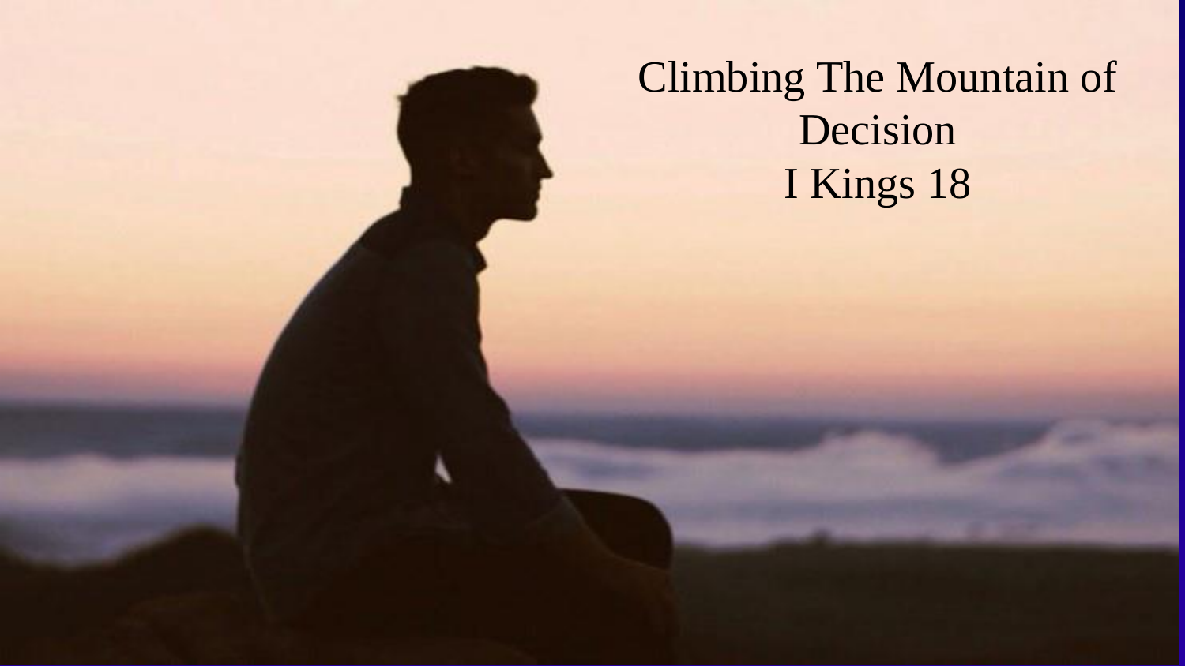# Climbing The Mountain of Decision
## I Kings 18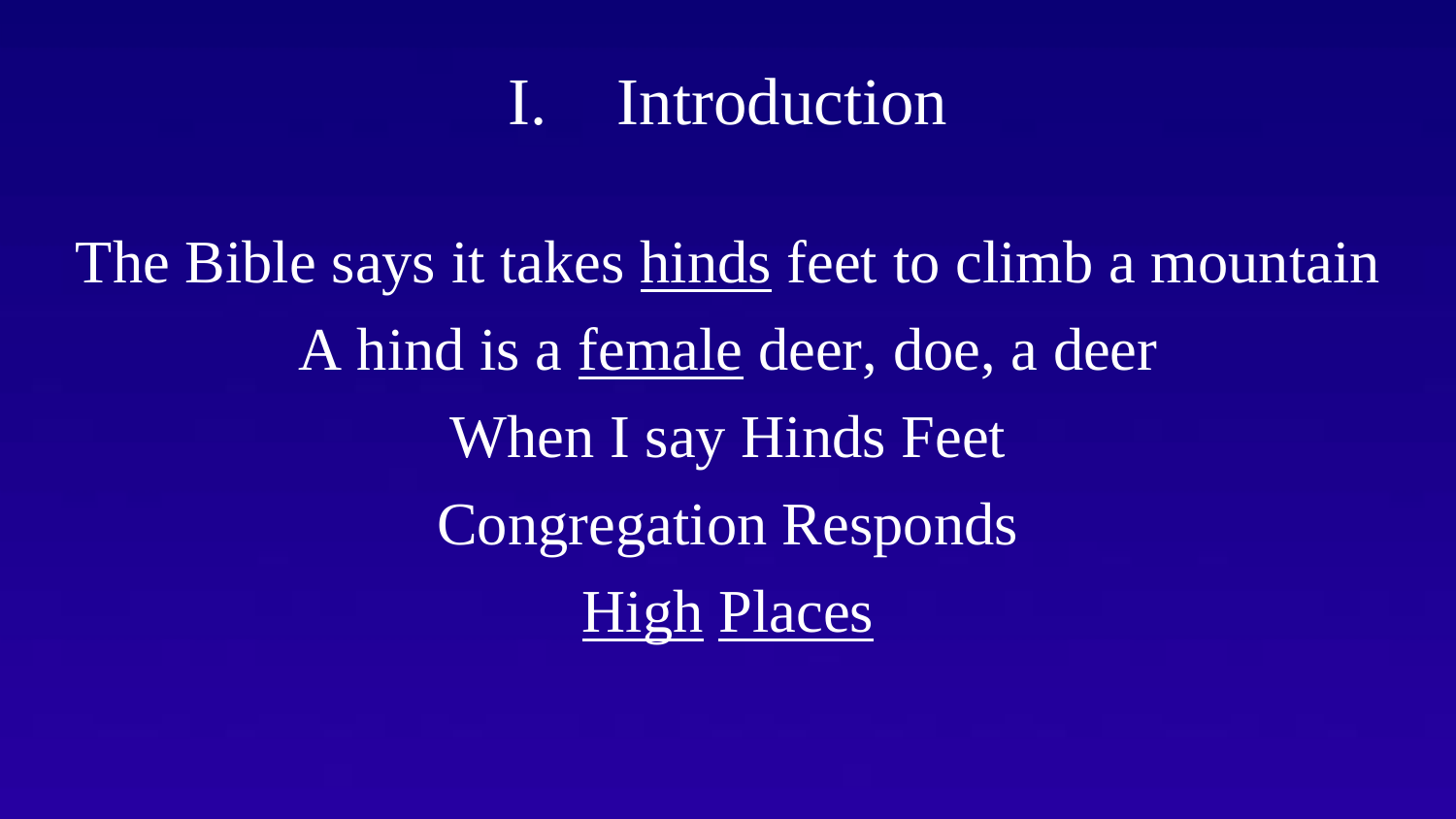# I. Introduction

The Bible says it takes <u>hinds</u> feet to climb a mountain

A hind is a <u>female</u> deer, doe, a deer

When I say Hinds Feet

Congregation Responds

<u>High</u> <u>Places</u>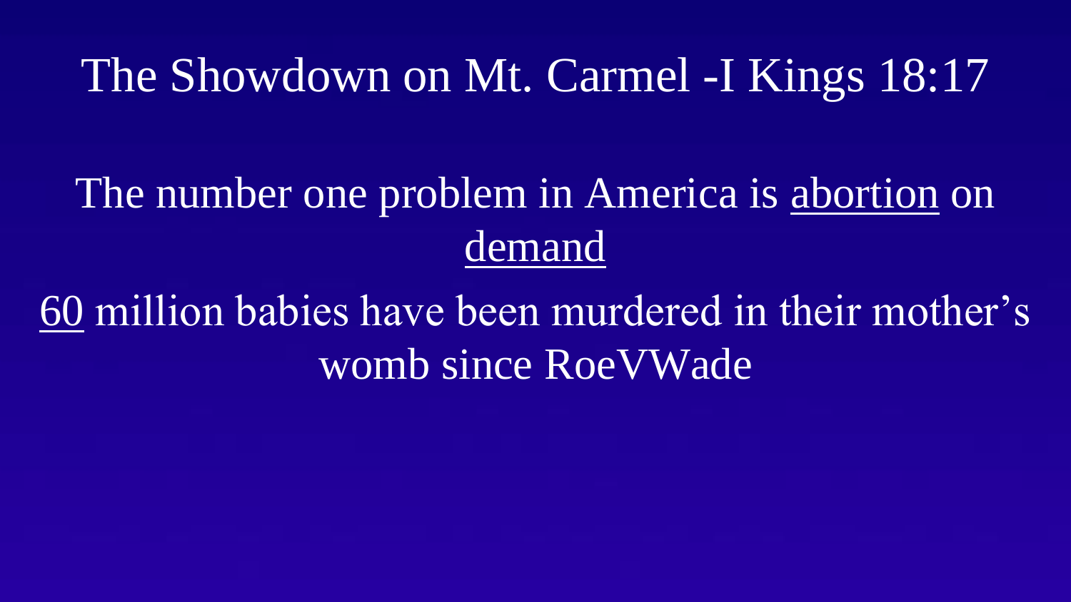# The Showdown on Mt. Carmel -I Kings 18:17

The number one problem in America is <u>abortion</u> on <u>demand</u>

<u>60</u> million babies have been murdered in their mother's womb since RoeVWade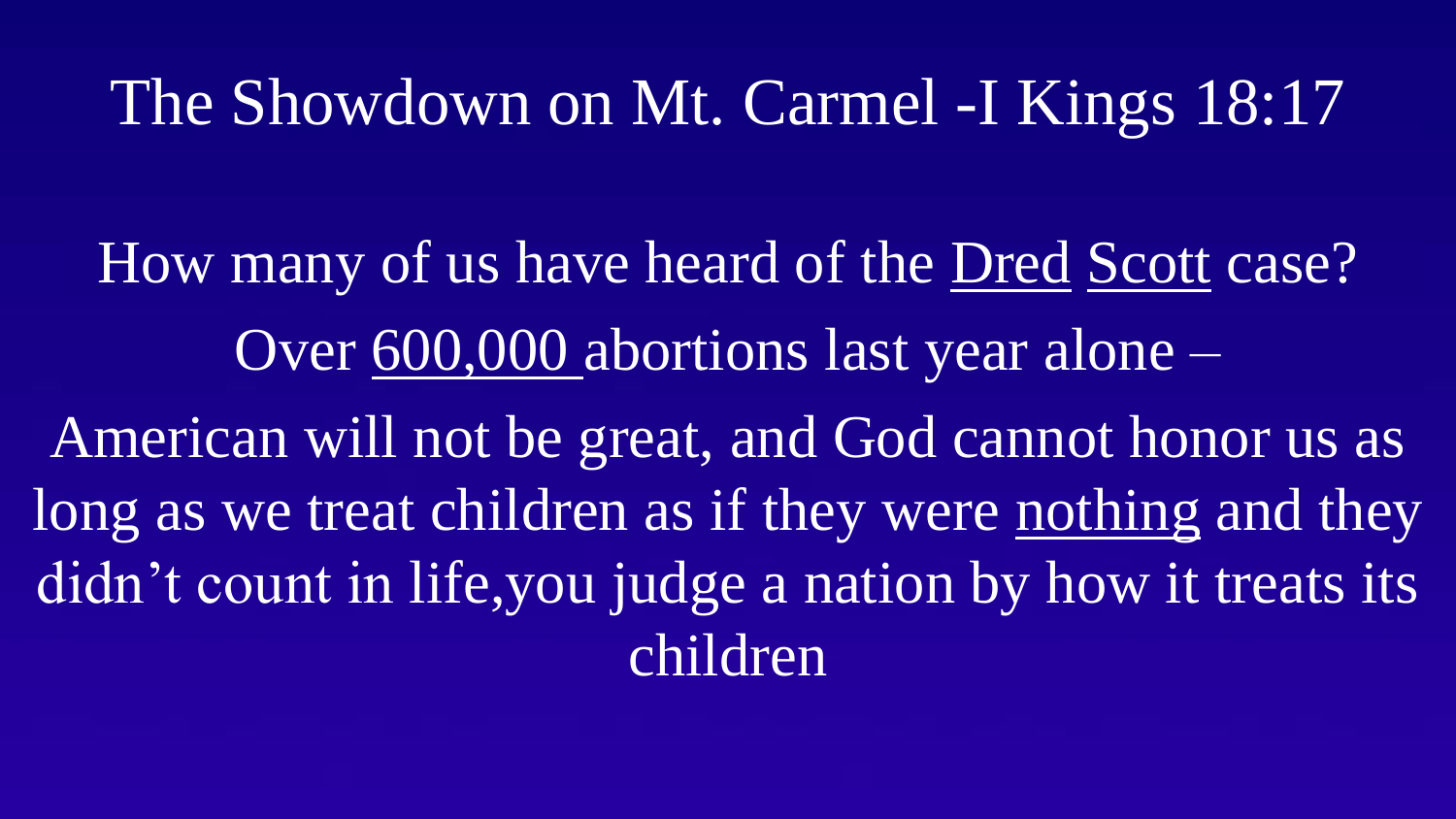# The Showdown on Mt. Carmel -I Kings 18:17

How many of us have heard of the <u>Dred</u> <u>Scott</u> case?

Over <u>600,000</u> abortions last year alone –

American will not be great, and God cannot honor us as long as we treat children as if they were <u>nothing</u> and they didn't count in life,you judge a nation by how it treats its children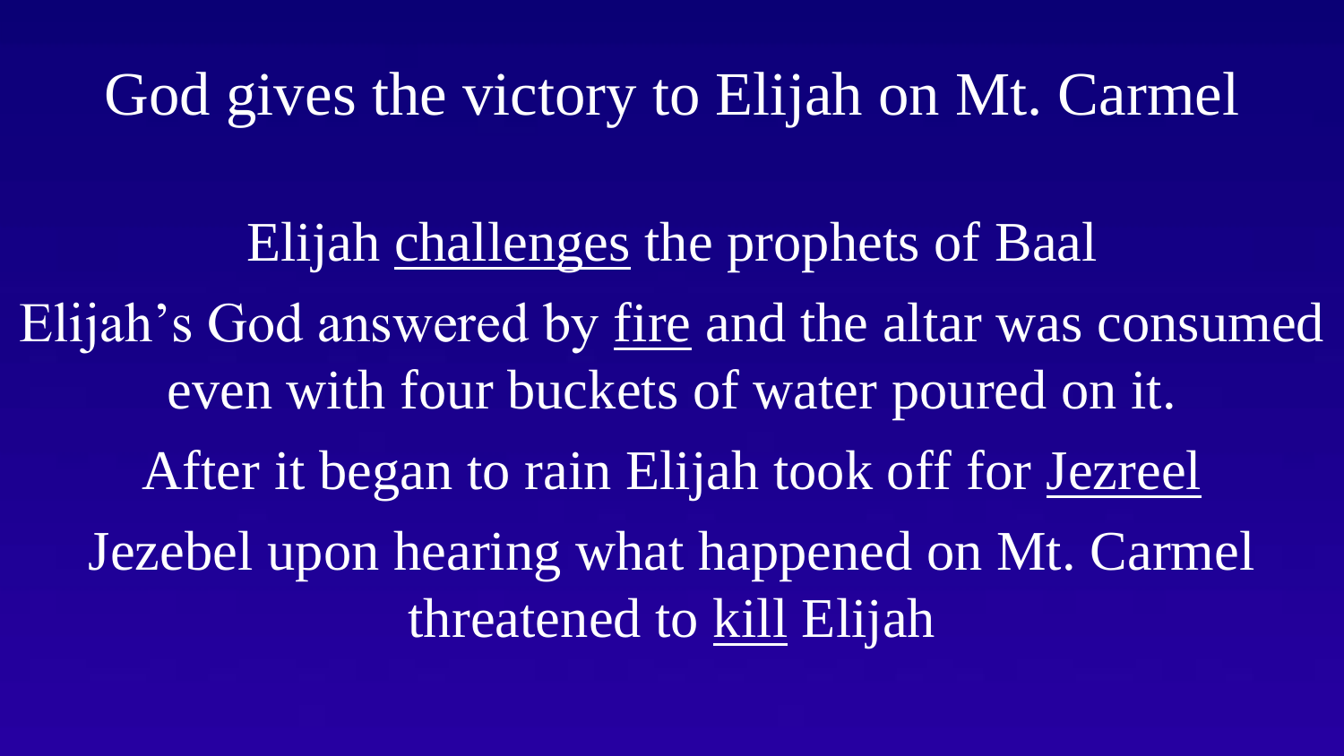# God gives the victory to Elijah on Mt. Carmel

Elijah <u>challenges</u> the prophets of Baal

Elijah's God answered by <u>fire</u> and the altar was consumed even with four buckets of water poured on it.

After it began to rain Elijah took off for <u>Jezreel</u>

Jezebel upon hearing what happened on Mt. Carmel threatened to <u>kill</u> Elijah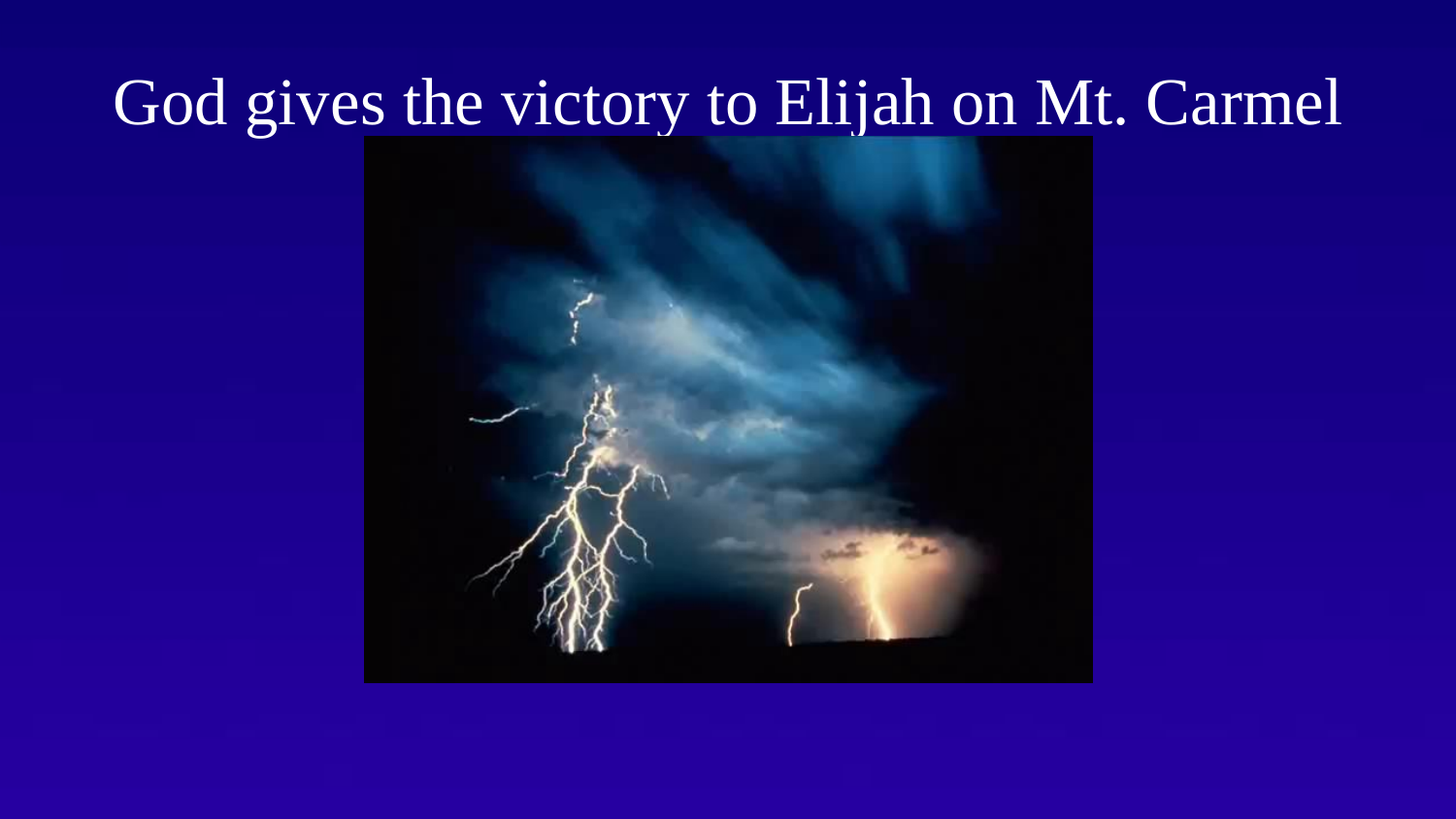# God gives the victory to Elijah on Mt. Carmel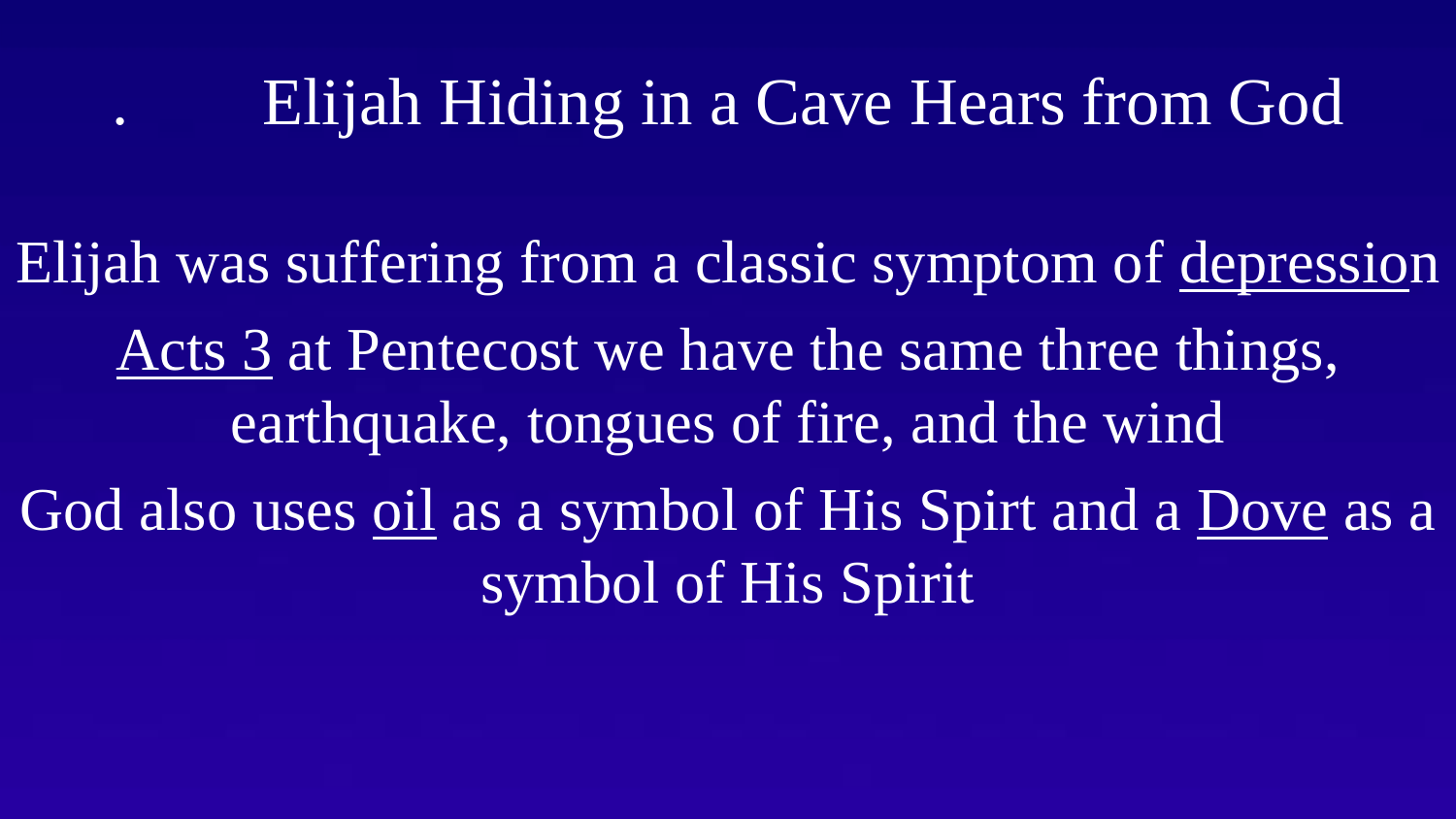# . Elijah Hiding in a Cave Hears from God

Elijah was suffering from a classic symptom of <u>depression</u>

<u>Acts 3</u> at Pentecost we have the same three things, earthquake, tongues of fire, and the wind

God also uses <u>oil</u> as a symbol of His Spirt and a <u>Dove</u> as a symbol of His Spirit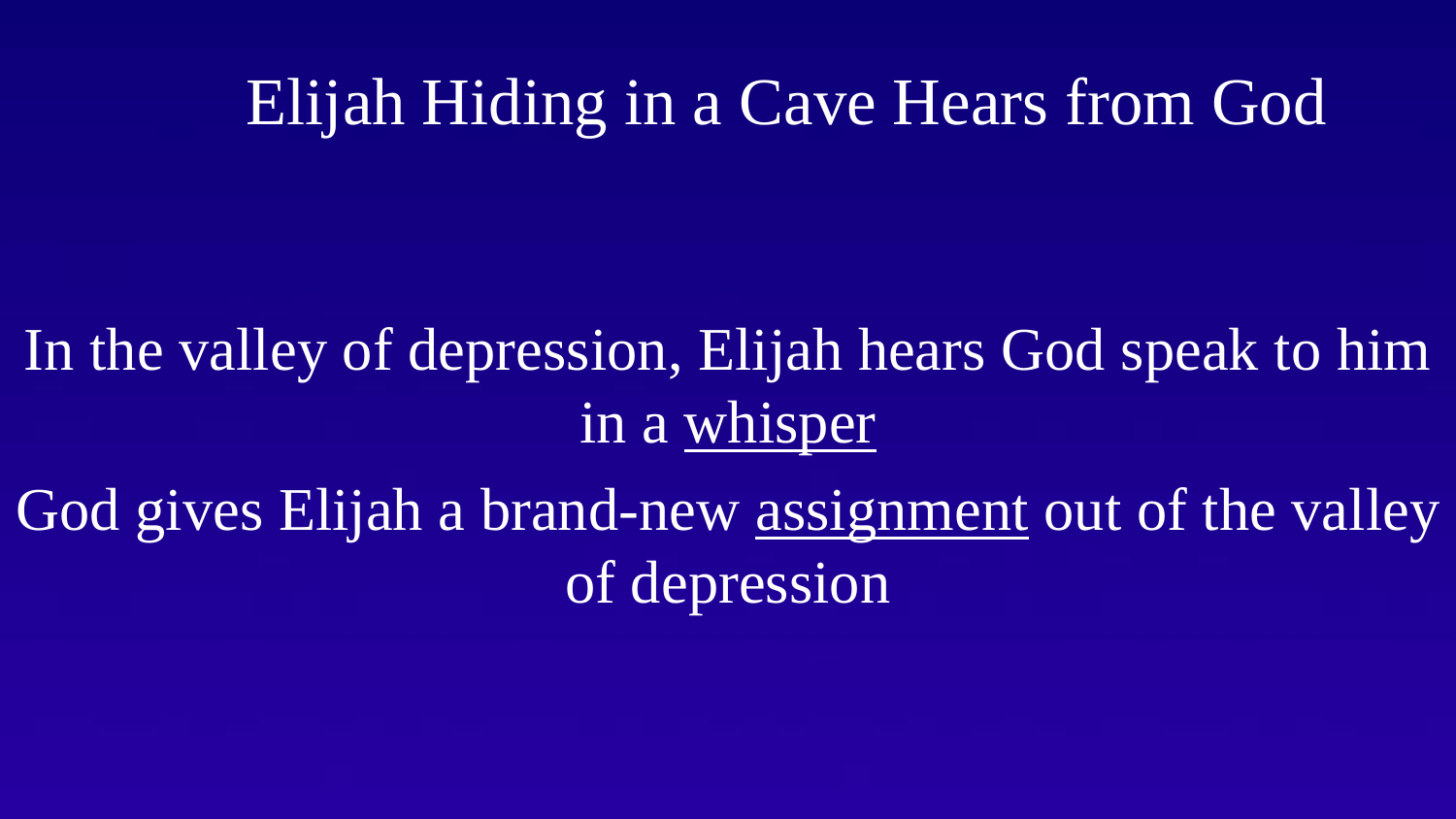# Elijah Hiding in a Cave Hears from God

In the valley of depression, Elijah hears God speak to him in a <u>whisper</u>

God gives Elijah a brand-new <u>assignment</u> out of the valley of depression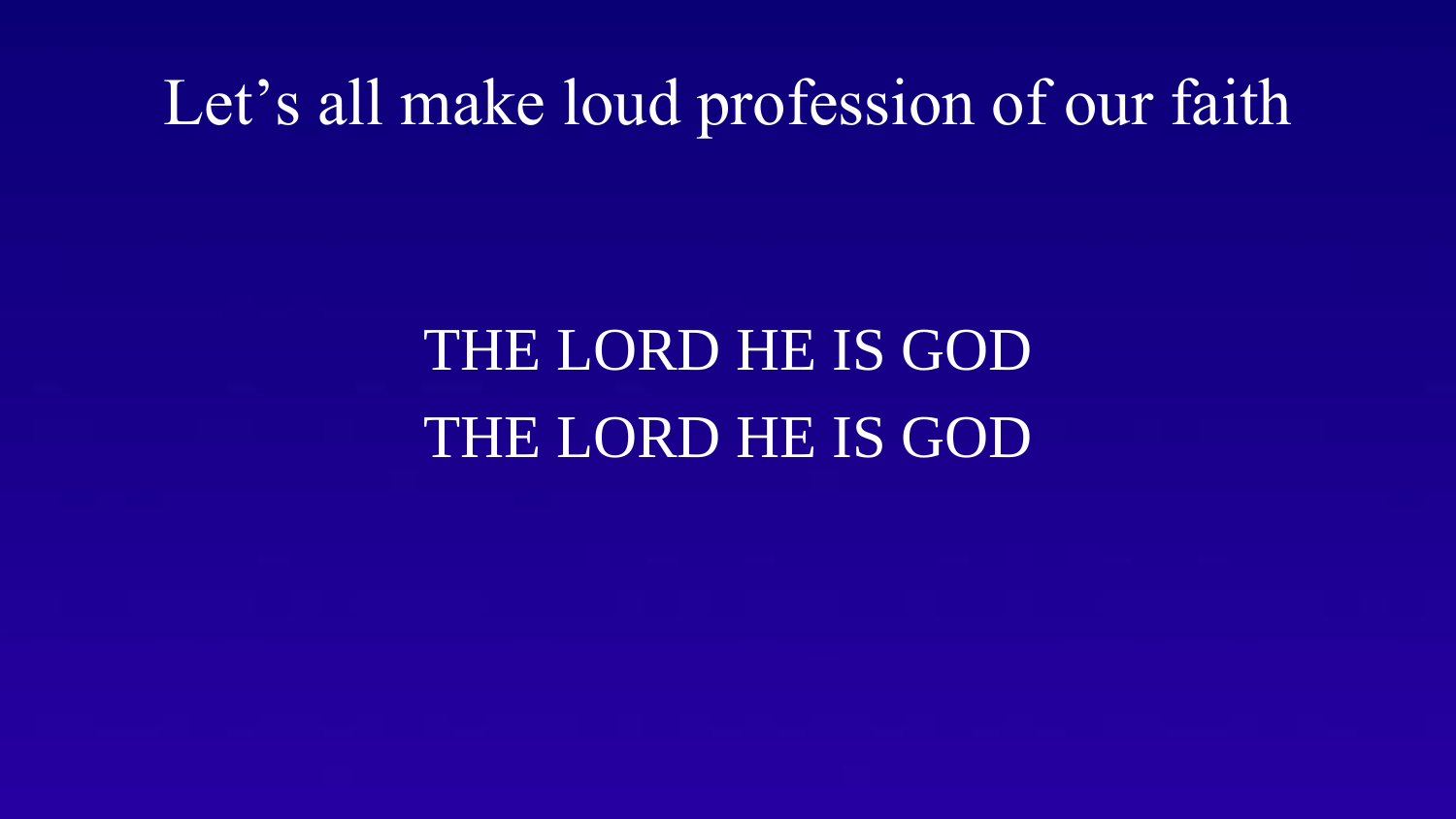# Let’s all make loud profession of our faith

THE LORD HE IS GOD

THE LORD HE IS GOD